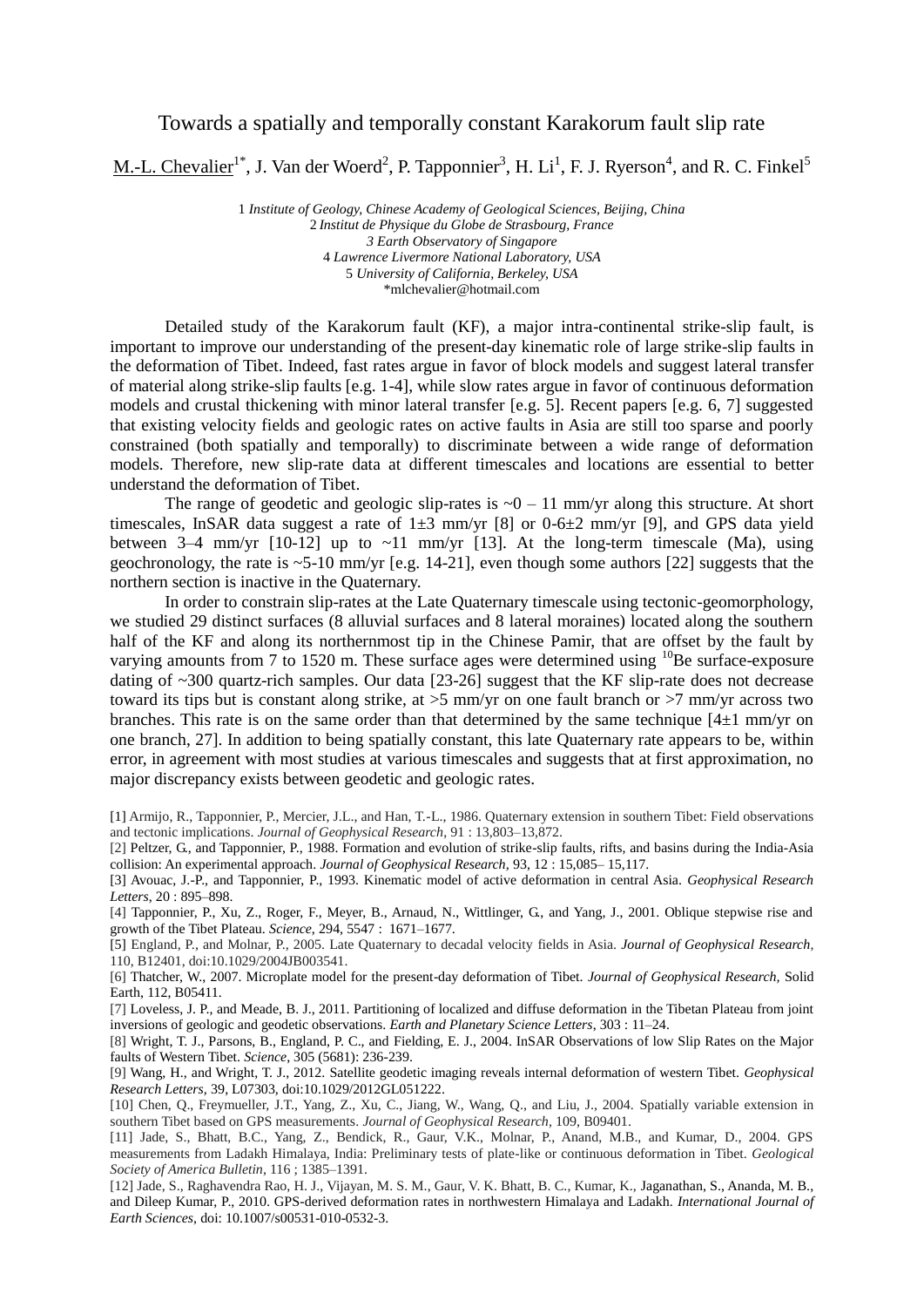# Towards a spatially and temporally constant Karakorum fault slip rate

M.-L. Chevalier[1*], J. Van der Woerd[2], P. Tapponnier[3], H. Li[1], F. J. Ryerson[4], and R. C. Finkel[5]

1 *Institute of Geology, Chinese Academy of Geological Sciences, Beijing, China*
2 *Institut de Physique du Globe de Strasbourg, France*
3 *Earth Observatory of Singapore*
4 *Lawrence Livermore National Laboratory, USA*
5 *University of California, Berkeley, USA*
*mlchevalier@hotmail.com

Detailed study of the Karakorum fault (KF), a major intra-continental strike-slip fault, is important to improve our understanding of the present-day kinematic role of large strike-slip faults in the deformation of Tibet. Indeed, fast rates argue in favor of block models and suggest lateral transfer of material along strike-slip faults [e.g. 1-4], while slow rates argue in favor of continuous deformation models and crustal thickening with minor lateral transfer [e.g. 5]. Recent papers [e.g. 6, 7] suggested that existing velocity fields and geologic rates on active faults in Asia are still too sparse and poorly constrained (both spatially and temporally) to discriminate between a wide range of deformation models. Therefore, new slip-rate data at different timescales and locations are essential to better understand the deformation of Tibet.

The range of geodetic and geologic slip-rates is ~0 – 11 mm/yr along this structure. At short timescales, InSAR data suggest a rate of 1±3 mm/yr [8] or 0-6±2 mm/yr [9], and GPS data yield between 3–4 mm/yr [10-12] up to ~11 mm/yr [13]. At the long-term timescale (Ma), using geochronology, the rate is ~5-10 mm/yr [e.g. 14-21], even though some authors [22] suggests that the northern section is inactive in the Quaternary.

In order to constrain slip-rates at the Late Quaternary timescale using tectonic-geomorphology, we studied 29 distinct surfaces (8 alluvial surfaces and 8 lateral moraines) located along the southern half of the KF and along its northernmost tip in the Chinese Pamir, that are offset by the fault by varying amounts from 7 to 1520 m. These surface ages were determined using $^{10}$Be surface-exposure dating of ~300 quartz-rich samples. Our data [23-26] suggest that the KF slip-rate does not decrease toward its tips but is constant along strike, at >5 mm/yr on one fault branch or >7 mm/yr across two branches. This rate is on the same order than that determined by the same technique [4±1 mm/yr on one branch, 27]. In addition to being spatially constant, this late Quaternary rate appears to be, within error, in agreement with most studies at various timescales and suggests that at first approximation, no major discrepancy exists between geodetic and geologic rates.

[1] Armijo, R., Tapponnier, P., Mercier, J.L., and Han, T.-L., 1986. Quaternary extension in southern Tibet: Field observations and tectonic implications. *Journal of Geophysical Research*, 91 : 13,803–13,872.

[2] Peltzer, G., and Tapponnier, P., 1988. Formation and evolution of strike-slip faults, rifts, and basins during the India-Asia collision: An experimental approach. *Journal of Geophysical Research*, 93, 12 : 15,085– 15,117.

[3] Avouac, J.-P., and Tapponnier, P., 1993. Kinematic model of active deformation in central Asia. *Geophysical Research Letters*, 20 : 895–898.

[4] Tapponnier, P., Xu, Z., Roger, F., Meyer, B., Arnaud, N., Wittlinger, G., and Yang, J., 2001. Oblique stepwise rise and growth of the Tibet Plateau. *Science*, 294, 5547 : 1671–1677.

[5] England, P., and Molnar, P., 2005. Late Quaternary to decadal velocity fields in Asia. *Journal of Geophysical Research*, 110, B12401, doi:10.1029/2004JB003541.

[6] Thatcher, W., 2007. Microplate model for the present-day deformation of Tibet. *Journal of Geophysical Research*, Solid Earth, 112, B05411.

[7] Loveless, J. P., and Meade, B. J., 2011. Partitioning of localized and diffuse deformation in the Tibetan Plateau from joint inversions of geologic and geodetic observations. *Earth and Planetary Science Letters*, 303 : 11–24.

[8] Wright, T. J., Parsons, B., England, P. C., and Fielding, E. J., 2004. InSAR Observations of low Slip Rates on the Major faults of Western Tibet. *Science*, 305 (5681): 236-239.

[9] Wang, H., and Wright, T. J., 2012. Satellite geodetic imaging reveals internal deformation of western Tibet. *Geophysical Research Letters*, 39, L07303, doi:10.1029/2012GL051222.

[10] Chen, Q., Freymueller, J.T., Yang, Z., Xu, C., Jiang, W., Wang, Q., and Liu, J., 2004. Spatially variable extension in southern Tibet based on GPS measurements. *Journal of Geophysical Research*, 109, B09401.

[11] Jade, S., Bhatt, B.C., Yang, Z., Bendick, R., Gaur, V.K., Molnar, P., Anand, M.B., and Kumar, D., 2004. GPS measurements from Ladakh Himalaya, India: Preliminary tests of plate-like or continuous deformation in Tibet. *Geological Society of America Bulletin*, 116 ; 1385–1391.

[12] Jade, S., Raghavendra Rao, H. J., Vijayan, M. S. M., Gaur, V. K. Bhatt, B. C., Kumar, K., Jaganathan, S., Ananda, M. B., and Dileep Kumar, P., 2010. GPS-derived deformation rates in northwestern Himalaya and Ladakh. *International Journal of Earth Sciences*, doi: 10.1007/s00531-010-0532-3.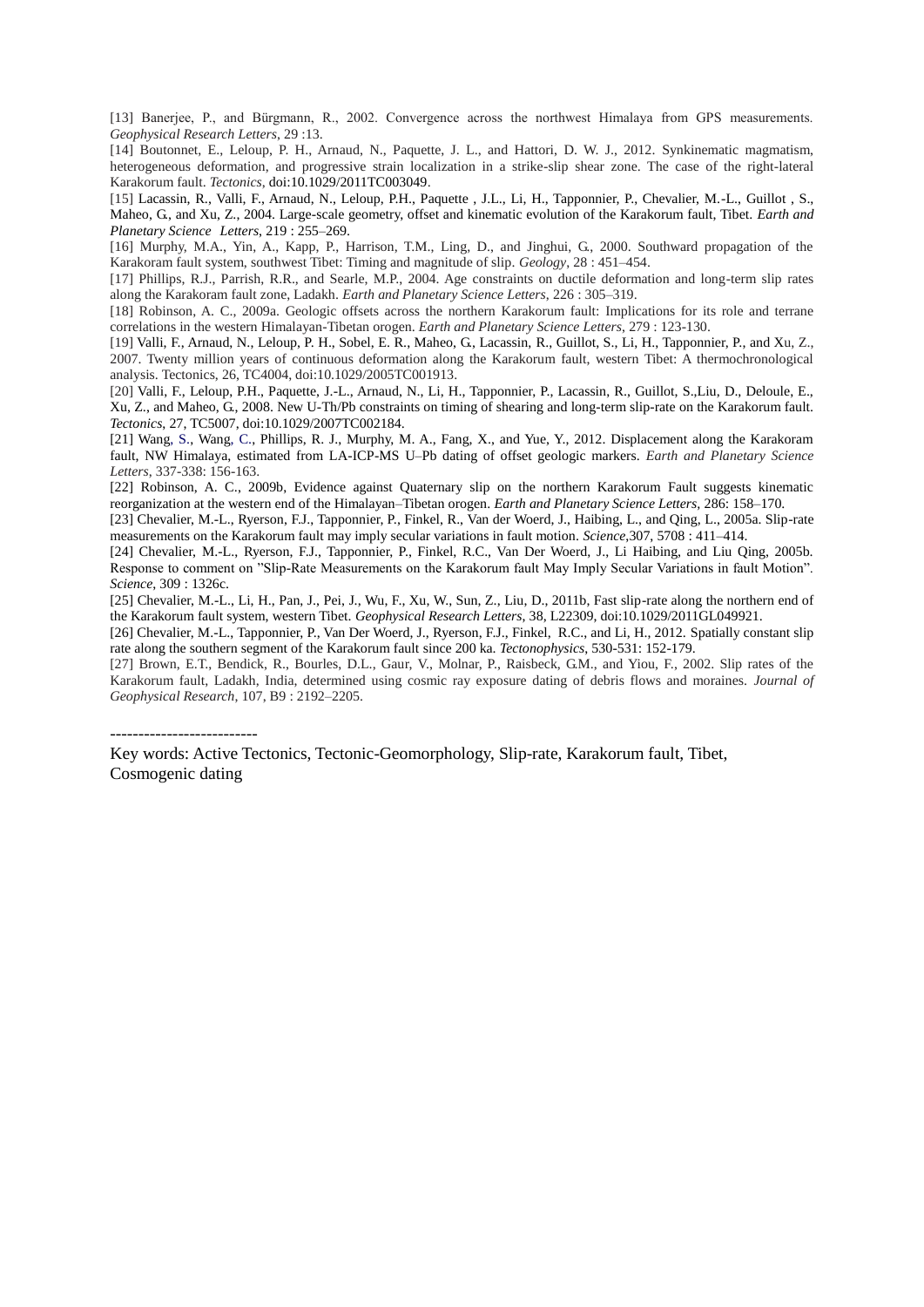[13] Banerjee, P., and Bürgmann, R., 2002. Convergence across the northwest Himalaya from GPS measurements. *Geophysical Research Letters*, 29 :13.

[14] Boutonnet, E., Leloup, P. H., Arnaud, N., Paquette, J. L., and Hattori, D. W. J., 2012. Synkinematic magmatism, heterogeneous deformation, and progressive strain localization in a strike-slip shear zone. The case of the right-lateral Karakorum fault. *Tectonics*, doi:10.1029/2011TC003049.

[15] Lacassin, R., Valli, F., Arnaud, N., Leloup, P.H., Paquette , J.L., Li, H., Tapponnier, P., Chevalier, M.-L., Guillot , S., Maheo, G., and Xu, Z., 2004. Large-scale geometry, offset and kinematic evolution of the Karakorum fault, Tibet. *Earth and Planetary Science Letters*, 219 : 255–269.

[16] Murphy, M.A., Yin, A., Kapp, P., Harrison, T.M., Ling, D., and Jinghui, G., 2000. Southward propagation of the Karakoram fault system, southwest Tibet: Timing and magnitude of slip. *Geology*, 28 : 451–454.

[17] Phillips, R.J., Parrish, R.R., and Searle, M.P., 2004. Age constraints on ductile deformation and long-term slip rates along the Karakoram fault zone, Ladakh. *Earth and Planetary Science Letters*, 226 : 305–319.

[18] Robinson, A. C., 2009a. Geologic offsets across the northern Karakorum fault: Implications for its role and terrane correlations in the western Himalayan-Tibetan orogen. *Earth and Planetary Science Letters*, 279 : 123-130.

[19] Valli, F., Arnaud, N., Leloup, P. H., Sobel, E. R., Maheo, G., Lacassin, R., Guillot, S., Li, H., Tapponnier, P., and Xu, Z., 2007. Twenty million years of continuous deformation along the Karakorum fault, western Tibet: A thermochronological analysis. Tectonics, 26, TC4004, doi:10.1029/2005TC001913.

[20] Valli, F., Leloup, P.H., Paquette, J.-L., Arnaud, N., Li, H., Tapponnier, P., Lacassin, R., Guillot, S.,Liu, D., Deloule, E., Xu, Z., and Maheo, G., 2008. New U-Th/Pb constraints on timing of shearing and long-term slip-rate on the Karakorum fault. *Tectonics*, 27, TC5007, doi:10.1029/2007TC002184.

[21] Wang, S., Wang, C., Phillips, R. J., Murphy, M. A., Fang, X., and Yue, Y., 2012. Displacement along the Karakoram fault, NW Himalaya, estimated from LA-ICP-MS U–Pb dating of offset geologic markers. *Earth and Planetary Science Letters*, 337-338: 156-163.

[22] Robinson, A. C., 2009b, Evidence against Quaternary slip on the northern Karakorum Fault suggests kinematic reorganization at the western end of the Himalayan–Tibetan orogen. *Earth and Planetary Science Letters*, 286: 158–170.

[23] Chevalier, M.-L., Ryerson, F.J., Tapponnier, P., Finkel, R., Van der Woerd, J., Haibing, L., and Qing, L., 2005a. Slip-rate measurements on the Karakorum fault may imply secular variations in fault motion. *Science*,307, 5708 : 411–414.

[24] Chevalier, M.-L., Ryerson, F.J., Tapponnier, P., Finkel, R.C., Van Der Woerd, J., Li Haibing, and Liu Qing, 2005b. Response to comment on "Slip-Rate Measurements on the Karakorum fault May Imply Secular Variations in fault Motion". *Science*, 309 : 1326c.

[25] Chevalier, M.-L., Li, H., Pan, J., Pei, J., Wu, F., Xu, W., Sun, Z., Liu, D., 2011b, Fast slip-rate along the northern end of the Karakorum fault system, western Tibet. *Geophysical Research Letters*, 38, L22309, doi:10.1029/2011GL049921.

[26] Chevalier, M.-L., Tapponnier, P., Van Der Woerd, J., Ryerson, F.J., Finkel, R.C., and Li, H., 2012. Spatially constant slip rate along the southern segment of the Karakorum fault since 200 ka. *Tectonophysics*, 530-531: 152-179.

[27] Brown, E.T., Bendick, R., Bourles, D.L., Gaur, V., Molnar, P., Raisbeck, G.M., and Yiou, F., 2002. Slip rates of the Karakorum fault, Ladakh, India, determined using cosmic ray exposure dating of debris flows and moraines. *Journal of Geophysical Research*, 107, B9 : 2192–2205.

--------------------------

Key words: Active Tectonics, Tectonic-Geomorphology, Slip-rate, Karakorum fault, Tibet, Cosmogenic dating